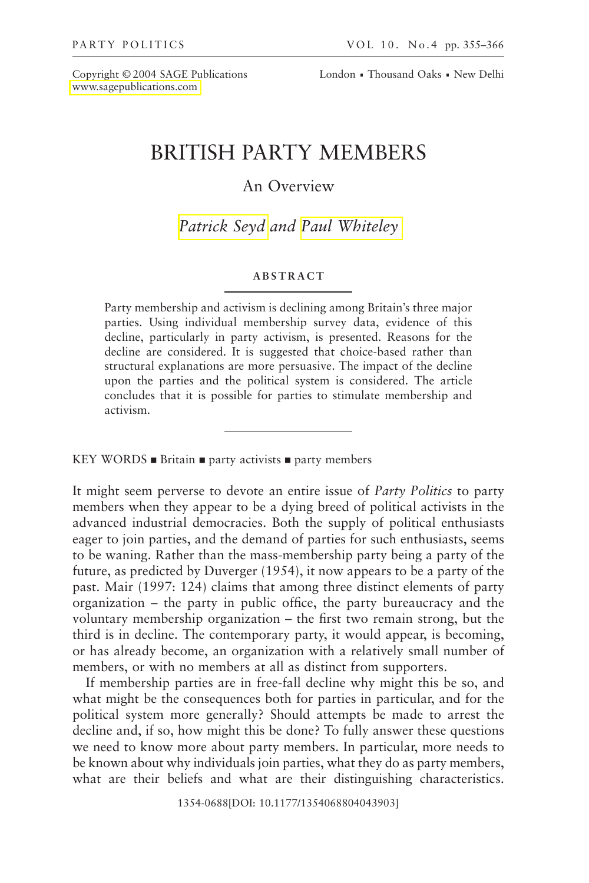Copyright © 2004 SAGE Publications London ▪ Thousand Oaks ▪ New Delhi
www.sagepublications.com

# BRITISH PARTY MEMBERS

## An Overview

*Patrick Seyd and Paul Whiteley*

### ABSTRACT

Party membership and activism is declining among Britain's three major parties. Using individual membership survey data, evidence of this decline, particularly in party activism, is presented. Reasons for the decline are considered. It is suggested that choice-based rather than structural explanations are more persuasive. The impact of the decline upon the parties and the political system is considered. The article concludes that it is possible for parties to stimulate membership and activism.

KEY WORDS ▪ Britain ▪ party activists ▪ party members

It might seem perverse to devote an entire issue of *Party Politics* to party members when they appear to be a dying breed of political activists in the advanced industrial democracies. Both the supply of political enthusiasts eager to join parties, and the demand of parties for such enthusiasts, seems to be waning. Rather than the mass-membership party being a party of the future, as predicted by Duverger (1954), it now appears to be a party of the past. Mair (1997: 124) claims that among three distinct elements of party organization – the party in public office, the party bureaucracy and the voluntary membership organization – the first two remain strong, but the third is in decline. The contemporary party, it would appear, is becoming, or has already become, an organization with a relatively small number of members, or with no members at all as distinct from supporters.

If membership parties are in free-fall decline why might this be so, and what might be the consequences both for parties in particular, and for the political system more generally? Should attempts be made to arrest the decline and, if so, how might this be done? To fully answer these questions we need to know more about party members. In particular, more needs to be known about why individuals join parties, what they do as party members, what are their beliefs and what are their distinguishing characteristics.

1354-0688[DOI: 10.1177/1354068804043903]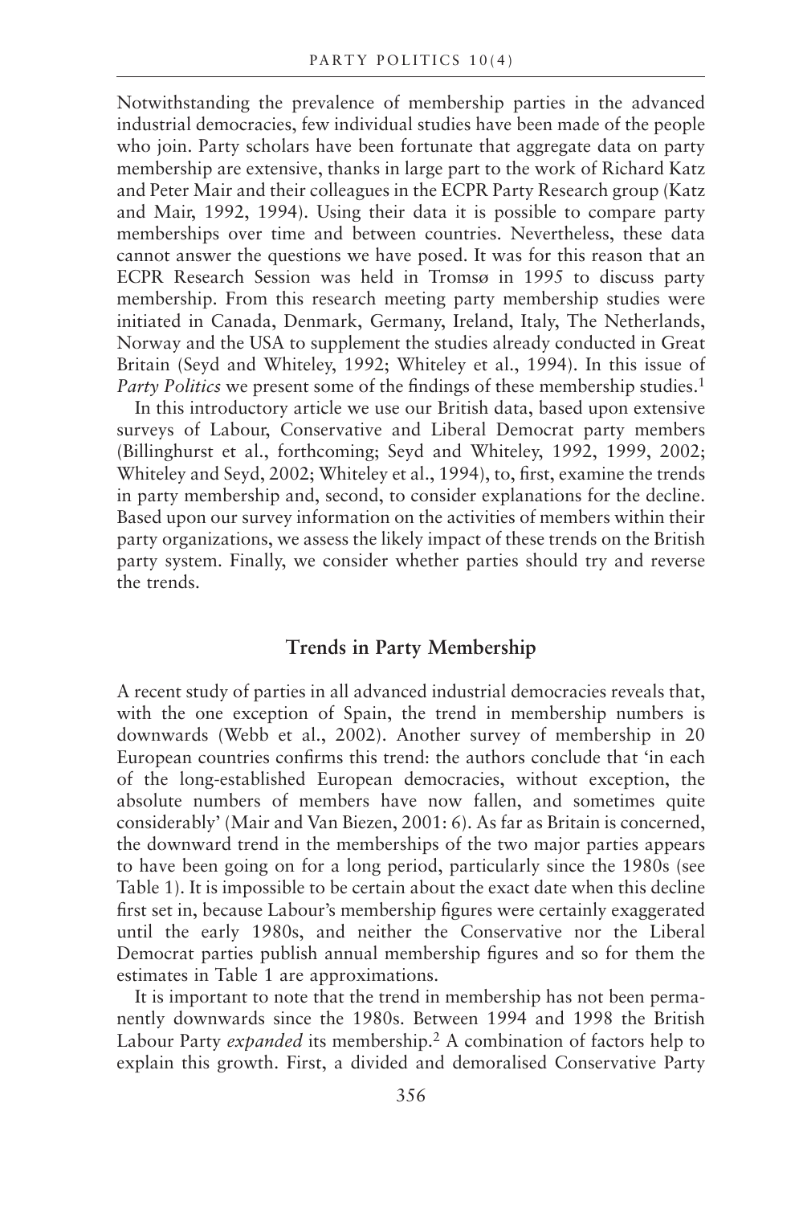Notwithstanding the prevalence of membership parties in the advanced industrial democracies, few individual studies have been made of the people who join. Party scholars have been fortunate that aggregate data on party membership are extensive, thanks in large part to the work of Richard Katz and Peter Mair and their colleagues in the ECPR Party Research group (Katz and Mair, 1992, 1994). Using their data it is possible to compare party memberships over time and between countries. Nevertheless, these data cannot answer the questions we have posed. It was for this reason that an ECPR Research Session was held in Tromsø in 1995 to discuss party membership. From this research meeting party membership studies were initiated in Canada, Denmark, Germany, Ireland, Italy, The Netherlands, Norway and the USA to supplement the studies already conducted in Great Britain (Seyd and Whiteley, 1992; Whiteley et al., 1994). In this issue of *Party Politics* we present some of the findings of these membership studies.[1]

In this introductory article we use our British data, based upon extensive surveys of Labour, Conservative and Liberal Democrat party members (Billinghurst et al., forthcoming; Seyd and Whiteley, 1992, 1999, 2002; Whiteley and Seyd, 2002; Whiteley et al., 1994), to, first, examine the trends in party membership and, second, to consider explanations for the decline. Based upon our survey information on the activities of members within their party organizations, we assess the likely impact of these trends on the British party system. Finally, we consider whether parties should try and reverse the trends.

## Trends in Party Membership

A recent study of parties in all advanced industrial democracies reveals that, with the one exception of Spain, the trend in membership numbers is downwards (Webb et al., 2002). Another survey of membership in 20 European countries confirms this trend: the authors conclude that 'in each of the long-established European democracies, without exception, the absolute numbers of members have now fallen, and sometimes quite considerably' (Mair and Van Biezen, 2001: 6). As far as Britain is concerned, the downward trend in the memberships of the two major parties appears to have been going on for a long period, particularly since the 1980s (see Table 1). It is impossible to be certain about the exact date when this decline first set in, because Labour's membership figures were certainly exaggerated until the early 1980s, and neither the Conservative nor the Liberal Democrat parties publish annual membership figures and so for them the estimates in Table 1 are approximations.

It is important to note that the trend in membership has not been permanently downwards since the 1980s. Between 1994 and 1998 the British Labour Party *expanded* its membership.[2] A combination of factors help to explain this growth. First, a divided and demoralised Conservative Party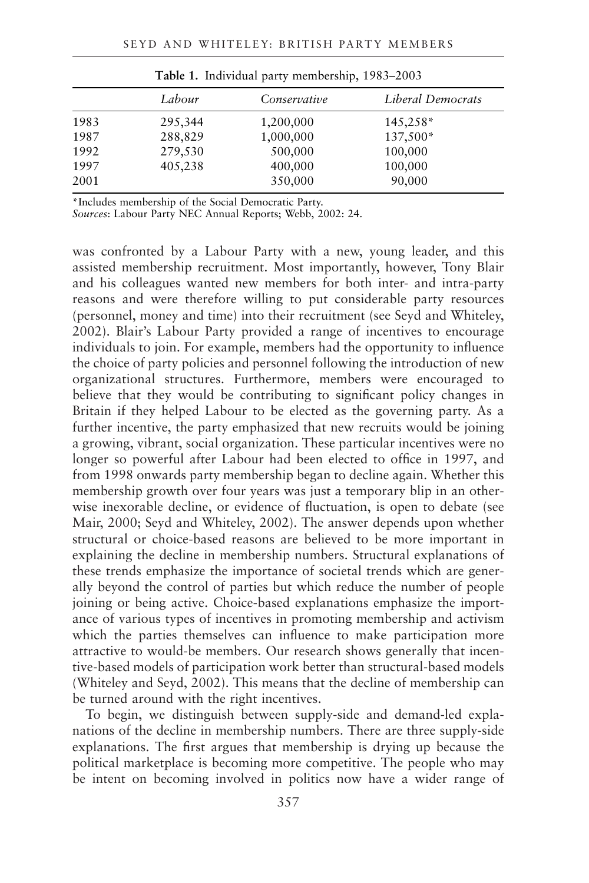**Table 1.** Individual party membership, 1983–2003

| | *Labour* | *Conservative* | *Liberal Democrats* |
|---|---|---|---|
| 1983 | 295,344 | 1,200,000 | 145,258* |
| 1987 | 288,829 | 1,000,000 | 137,500* |
| 1992 | 279,530 | 500,000 | 100,000 |
| 1997 | 405,238 | 400,000 | 100,000 |
| 2001 | | 350,000 | 90,000 |

*Includes membership of the Social Democratic Party.
*Sources*: Labour Party NEC Annual Reports; Webb, 2002: 24.

was confronted by a Labour Party with a new, young leader, and this assisted membership recruitment. Most importantly, however, Tony Blair and his colleagues wanted new members for both inter- and intra-party reasons and were therefore willing to put considerable party resources (personnel, money and time) into their recruitment (see Seyd and Whiteley, 2002). Blair's Labour Party provided a range of incentives to encourage individuals to join. For example, members had the opportunity to influence the choice of party policies and personnel following the introduction of new organizational structures. Furthermore, members were encouraged to believe that they would be contributing to significant policy changes in Britain if they helped Labour to be elected as the governing party. As a further incentive, the party emphasized that new recruits would be joining a growing, vibrant, social organization. These particular incentives were no longer so powerful after Labour had been elected to office in 1997, and from 1998 onwards party membership began to decline again. Whether this membership growth over four years was just a temporary blip in an otherwise inexorable decline, or evidence of fluctuation, is open to debate (see Mair, 2000; Seyd and Whiteley, 2002). The answer depends upon whether structural or choice-based reasons are believed to be more important in explaining the decline in membership numbers. Structural explanations of these trends emphasize the importance of societal trends which are generally beyond the control of parties but which reduce the number of people joining or being active. Choice-based explanations emphasize the importance of various types of incentives in promoting membership and activism which the parties themselves can influence to make participation more attractive to would-be members. Our research shows generally that incentive-based models of participation work better than structural-based models (Whiteley and Seyd, 2002). This means that the decline of membership can be turned around with the right incentives.

To begin, we distinguish between supply-side and demand-led explanations of the decline in membership numbers. There are three supply-side explanations. The first argues that membership is drying up because the political marketplace is becoming more competitive. The people who may be intent on becoming involved in politics now have a wider range of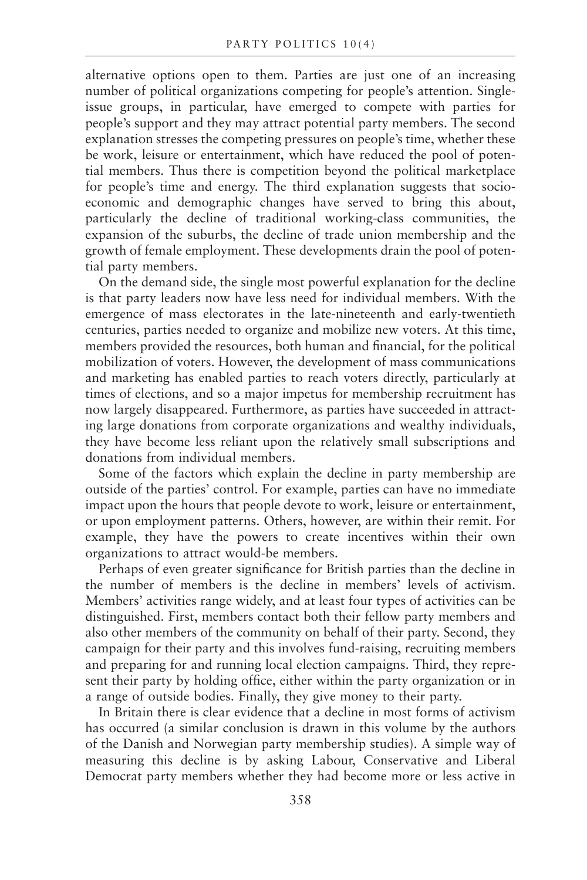alternative options open to them. Parties are just one of an increasing number of political organizations competing for people's attention. Single-issue groups, in particular, have emerged to compete with parties for people's support and they may attract potential party members. The second explanation stresses the competing pressures on people's time, whether these be work, leisure or entertainment, which have reduced the pool of potential members. Thus there is competition beyond the political marketplace for people's time and energy. The third explanation suggests that socio-economic and demographic changes have served to bring this about, particularly the decline of traditional working-class communities, the expansion of the suburbs, the decline of trade union membership and the growth of female employment. These developments drain the pool of potential party members.

On the demand side, the single most powerful explanation for the decline is that party leaders now have less need for individual members. With the emergence of mass electorates in the late-nineteenth and early-twentieth centuries, parties needed to organize and mobilize new voters. At this time, members provided the resources, both human and financial, for the political mobilization of voters. However, the development of mass communications and marketing has enabled parties to reach voters directly, particularly at times of elections, and so a major impetus for membership recruitment has now largely disappeared. Furthermore, as parties have succeeded in attracting large donations from corporate organizations and wealthy individuals, they have become less reliant upon the relatively small subscriptions and donations from individual members.

Some of the factors which explain the decline in party membership are outside of the parties' control. For example, parties can have no immediate impact upon the hours that people devote to work, leisure or entertainment, or upon employment patterns. Others, however, are within their remit. For example, they have the powers to create incentives within their own organizations to attract would-be members.

Perhaps of even greater significance for British parties than the decline in the number of members is the decline in members' levels of activism. Members' activities range widely, and at least four types of activities can be distinguished. First, members contact both their fellow party members and also other members of the community on behalf of their party. Second, they campaign for their party and this involves fund-raising, recruiting members and preparing for and running local election campaigns. Third, they represent their party by holding office, either within the party organization or in a range of outside bodies. Finally, they give money to their party.

In Britain there is clear evidence that a decline in most forms of activism has occurred (a similar conclusion is drawn in this volume by the authors of the Danish and Norwegian party membership studies). A simple way of measuring this decline is by asking Labour, Conservative and Liberal Democrat party members whether they had become more or less active in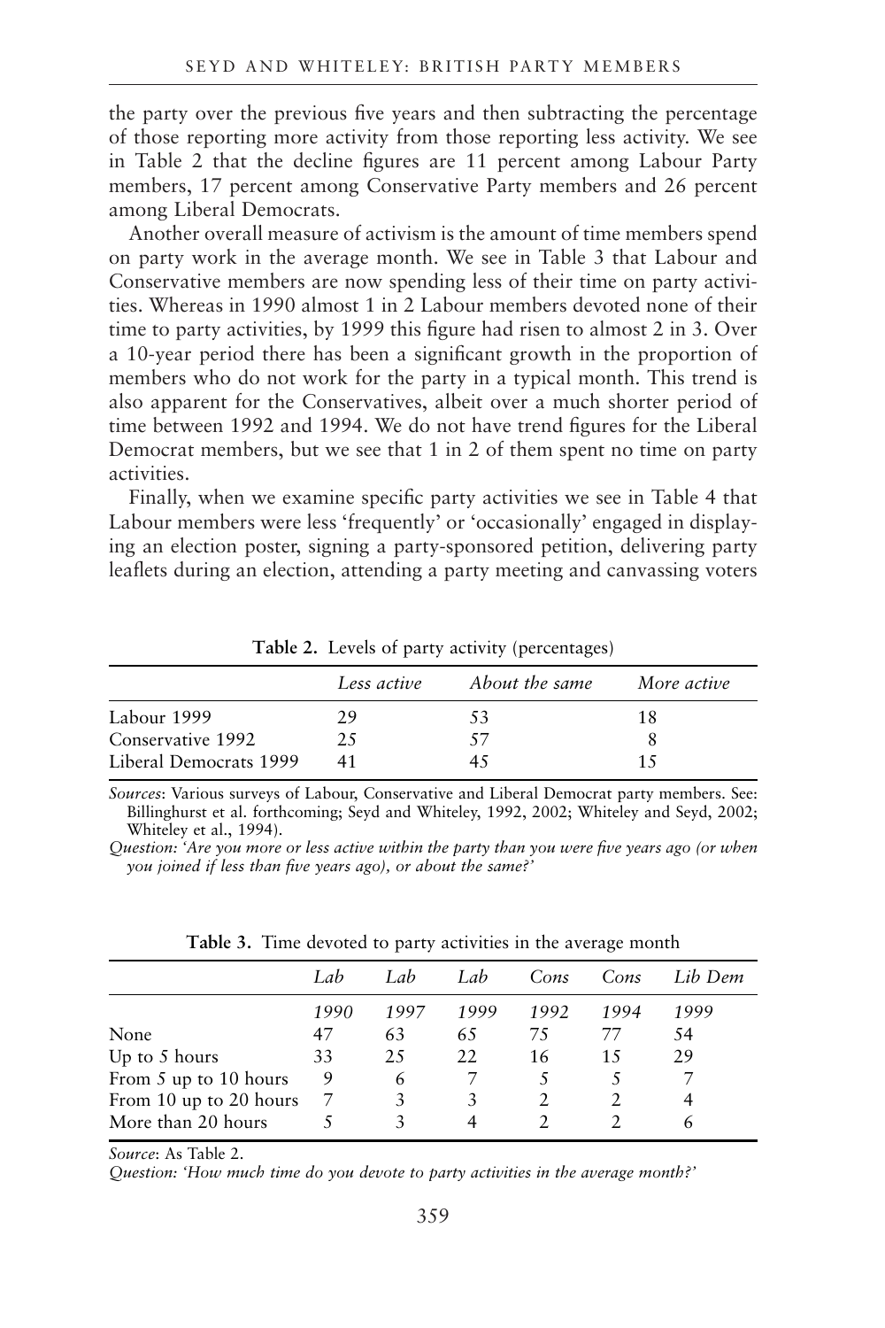the party over the previous five years and then subtracting the percentage of those reporting more activity from those reporting less activity. We see in Table 2 that the decline figures are 11 percent among Labour Party members, 17 percent among Conservative Party members and 26 percent among Liberal Democrats.

Another overall measure of activism is the amount of time members spend on party work in the average month. We see in Table 3 that Labour and Conservative members are now spending less of their time on party activities. Whereas in 1990 almost 1 in 2 Labour members devoted none of their time to party activities, by 1999 this figure had risen to almost 2 in 3. Over a 10-year period there has been a significant growth in the proportion of members who do not work for the party in a typical month. This trend is also apparent for the Conservatives, albeit over a much shorter period of time between 1992 and 1994. We do not have trend figures for the Liberal Democrat members, but we see that 1 in 2 of them spent no time on party activities.

Finally, when we examine specific party activities we see in Table 4 that Labour members were less 'frequently' or 'occasionally' engaged in displaying an election poster, signing a party-sponsored petition, delivering party leaflets during an election, attending a party meeting and canvassing voters

**Table 2.** Levels of party activity (percentages)

| | *Less active* | *About the same* | *More active* |
|---|---|---|---|
| Labour 1999 | 29 | 53 | 18 |
| Conservative 1992 | 25 | 57 | 8 |
| Liberal Democrats 1999 | 41 | 45 | 15 |

*Sources*: Various surveys of Labour, Conservative and Liberal Democrat party members. See: Billinghurst et al. forthcoming; Seyd and Whiteley, 1992, 2002; Whiteley and Seyd, 2002; Whiteley et al., 1994).

*Question: 'Are you more or less active within the party than you were five years ago (or when you joined if less than five years ago), or about the same?'*

**Table 3.** Time devoted to party activities in the average month

| | *Lab* | *Lab* | *Lab* | *Cons* | *Cons* | *Lib Dem* |
|---|---|---|---|---|---|---|
| | *1990* | *1997* | *1999* | *1992* | *1994* | *1999* |
| None | 47 | 63 | 65 | 75 | 77 | 54 |
| Up to 5 hours | 33 | 25 | 22 | 16 | 15 | 29 |
| From 5 up to 10 hours | 9 | 6 | 7 | 5 | 5 | 7 |
| From 10 up to 20 hours | 7 | 3 | 3 | 2 | 2 | 4 |
| More than 20 hours | 5 | 3 | 4 | 2 | 2 | 6 |

*Source*: As Table 2.

*Question: 'How much time do you devote to party activities in the average month?'*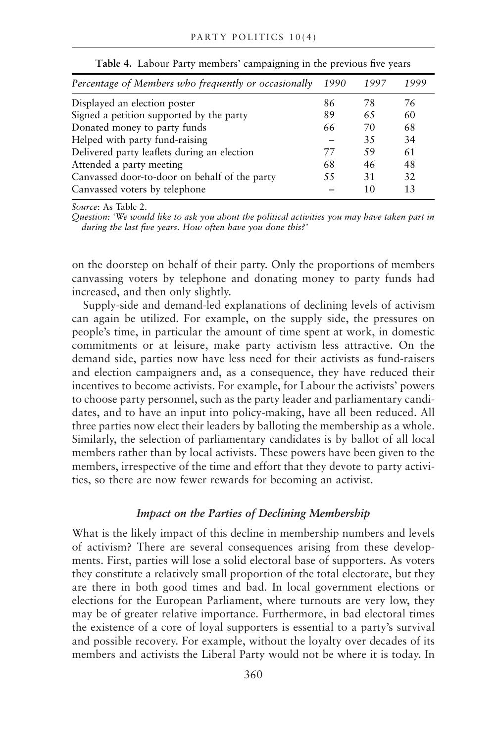**Table 4.** Labour Party members' campaigning in the previous five years

| *Percentage of Members who frequently or occasionally* | *1990* | *1997* | *1999* |
|---|---|---|---|
| Displayed an election poster | 86 | 78 | 76 |
| Signed a petition supported by the party | 89 | 65 | 60 |
| Donated money to party funds | 66 | 70 | 68 |
| Helped with party fund-raising | – | 35 | 34 |
| Delivered party leaflets during an election | 77 | 59 | 61 |
| Attended a party meeting | 68 | 46 | 48 |
| Canvassed door-to-door on behalf of the party | 55 | 31 | 32 |
| Canvassed voters by telephone | – | 10 | 13 |

*Source*: As Table 2.

*Question: 'We would like to ask you about the political activities you may have taken part in during the last five years. How often have you done this?'*

on the doorstep on behalf of their party. Only the proportions of members canvassing voters by telephone and donating money to party funds had increased, and then only slightly.

Supply-side and demand-led explanations of declining levels of activism can again be utilized. For example, on the supply side, the pressures on people's time, in particular the amount of time spent at work, in domestic commitments or at leisure, make party activism less attractive. On the demand side, parties now have less need for their activists as fund-raisers and election campaigners and, as a consequence, they have reduced their incentives to become activists. For example, for Labour the activists' powers to choose party personnel, such as the party leader and parliamentary candidates, and to have an input into policy-making, have all been reduced. All three parties now elect their leaders by balloting the membership as a whole. Similarly, the selection of parliamentary candidates is by ballot of all local members rather than by local activists. These powers have been given to the members, irrespective of the time and effort that they devote to party activities, so there are now fewer rewards for becoming an activist.

### *Impact on the Parties of Declining Membership*

What is the likely impact of this decline in membership numbers and levels of activism? There are several consequences arising from these developments. First, parties will lose a solid electoral base of supporters. As voters they constitute a relatively small proportion of the total electorate, but they are there in both good times and bad. In local government elections or elections for the European Parliament, where turnouts are very low, they may be of greater relative importance. Furthermore, in bad electoral times the existence of a core of loyal supporters is essential to a party's survival and possible recovery. For example, without the loyalty over decades of its members and activists the Liberal Party would not be where it is today. In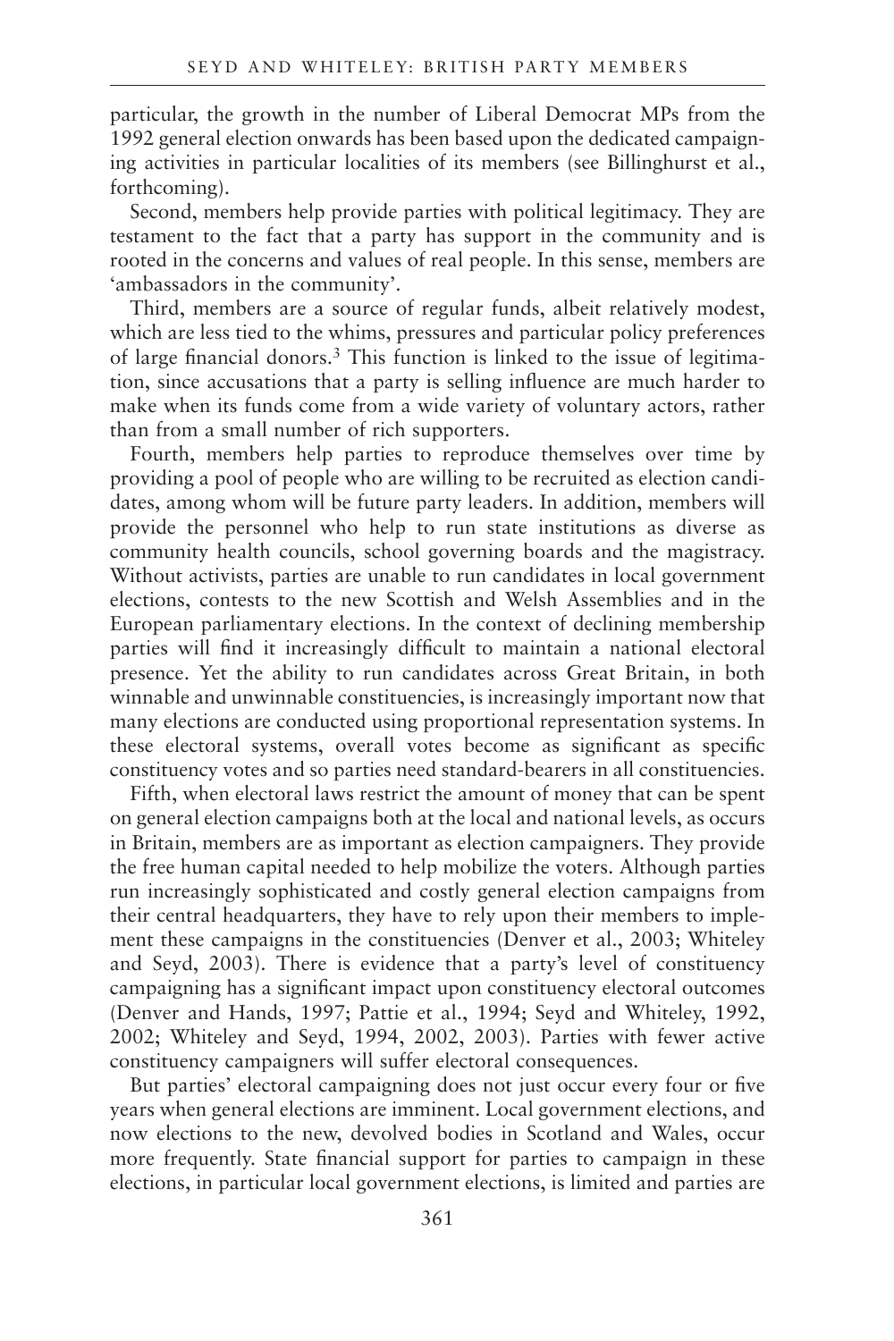particular, the growth in the number of Liberal Democrat MPs from the 1992 general election onwards has been based upon the dedicated campaigning activities in particular localities of its members (see Billinghurst et al., forthcoming).

Second, members help provide parties with political legitimacy. They are testament to the fact that a party has support in the community and is rooted in the concerns and values of real people. In this sense, members are 'ambassadors in the community'.

Third, members are a source of regular funds, albeit relatively modest, which are less tied to the whims, pressures and particular policy preferences of large financial donors.[3] This function is linked to the issue of legitimation, since accusations that a party is selling influence are much harder to make when its funds come from a wide variety of voluntary actors, rather than from a small number of rich supporters.

Fourth, members help parties to reproduce themselves over time by providing a pool of people who are willing to be recruited as election candidates, among whom will be future party leaders. In addition, members will provide the personnel who help to run state institutions as diverse as community health councils, school governing boards and the magistracy. Without activists, parties are unable to run candidates in local government elections, contests to the new Scottish and Welsh Assemblies and in the European parliamentary elections. In the context of declining membership parties will find it increasingly difficult to maintain a national electoral presence. Yet the ability to run candidates across Great Britain, in both winnable and unwinnable constituencies, is increasingly important now that many elections are conducted using proportional representation systems. In these electoral systems, overall votes become as significant as specific constituency votes and so parties need standard-bearers in all constituencies.

Fifth, when electoral laws restrict the amount of money that can be spent on general election campaigns both at the local and national levels, as occurs in Britain, members are as important as election campaigners. They provide the free human capital needed to help mobilize the voters. Although parties run increasingly sophisticated and costly general election campaigns from their central headquarters, they have to rely upon their members to implement these campaigns in the constituencies (Denver et al., 2003; Whiteley and Seyd, 2003). There is evidence that a party's level of constituency campaigning has a significant impact upon constituency electoral outcomes (Denver and Hands, 1997; Pattie et al., 1994; Seyd and Whiteley, 1992, 2002; Whiteley and Seyd, 1994, 2002, 2003). Parties with fewer active constituency campaigners will suffer electoral consequences.

But parties' electoral campaigning does not just occur every four or five years when general elections are imminent. Local government elections, and now elections to the new, devolved bodies in Scotland and Wales, occur more frequently. State financial support for parties to campaign in these elections, in particular local government elections, is limited and parties are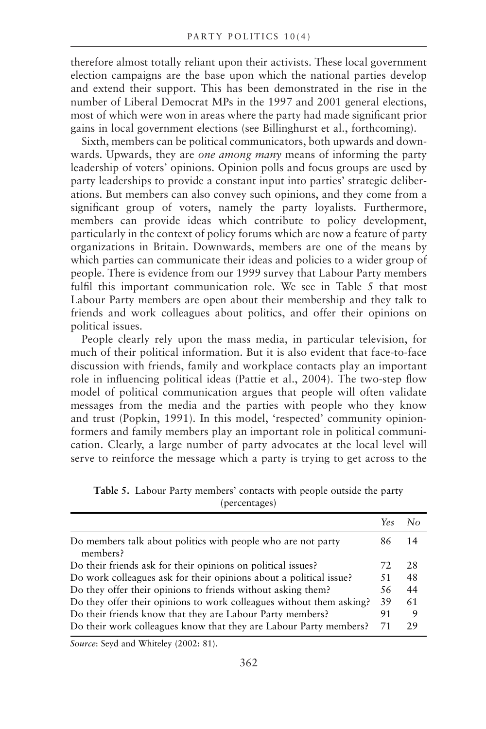therefore almost totally reliant upon their activists. These local government election campaigns are the base upon which the national parties develop and extend their support. This has been demonstrated in the rise in the number of Liberal Democrat MPs in the 1997 and 2001 general elections, most of which were won in areas where the party had made significant prior gains in local government elections (see Billinghurst et al., forthcoming).

Sixth, members can be political communicators, both upwards and downwards. Upwards, they are *one among many* means of informing the party leadership of voters' opinions. Opinion polls and focus groups are used by party leaderships to provide a constant input into parties' strategic deliberations. But members can also convey such opinions, and they come from a significant group of voters, namely the party loyalists. Furthermore, members can provide ideas which contribute to policy development, particularly in the context of policy forums which are now a feature of party organizations in Britain. Downwards, members are one of the means by which parties can communicate their ideas and policies to a wider group of people. There is evidence from our 1999 survey that Labour Party members fulfil this important communication role. We see in Table 5 that most Labour Party members are open about their membership and they talk to friends and work colleagues about politics, and offer their opinions on political issues.

People clearly rely upon the mass media, in particular television, for much of their political information. But it is also evident that face-to-face discussion with friends, family and workplace contacts play an important role in influencing political ideas (Pattie et al., 2004). The two-step flow model of political communication argues that people will often validate messages from the media and the parties with people who they know and trust (Popkin, 1991). In this model, 'respected' community opinion-formers and family members play an important role in political communication. Clearly, a large number of party advocates at the local level will serve to reinforce the message which a party is trying to get across to the

**Table 5.** Labour Party members' contacts with people outside the party (percentages)

| | *Yes* | *No* |
|---|---|---|
| Do members talk about politics with people who are not party members? | 86 | 14 |
| Do their friends ask for their opinions on political issues? | 72 | 28 |
| Do work colleagues ask for their opinions about a political issue? | 51 | 48 |
| Do they offer their opinions to friends without asking them? | 56 | 44 |
| Do they offer their opinions to work colleagues without them asking? | 39 | 61 |
| Do their friends know that they are Labour Party members? | 91 | 9 |
| Do their work colleagues know that they are Labour Party members? | 71 | 29 |

*Source*: Seyd and Whiteley (2002: 81).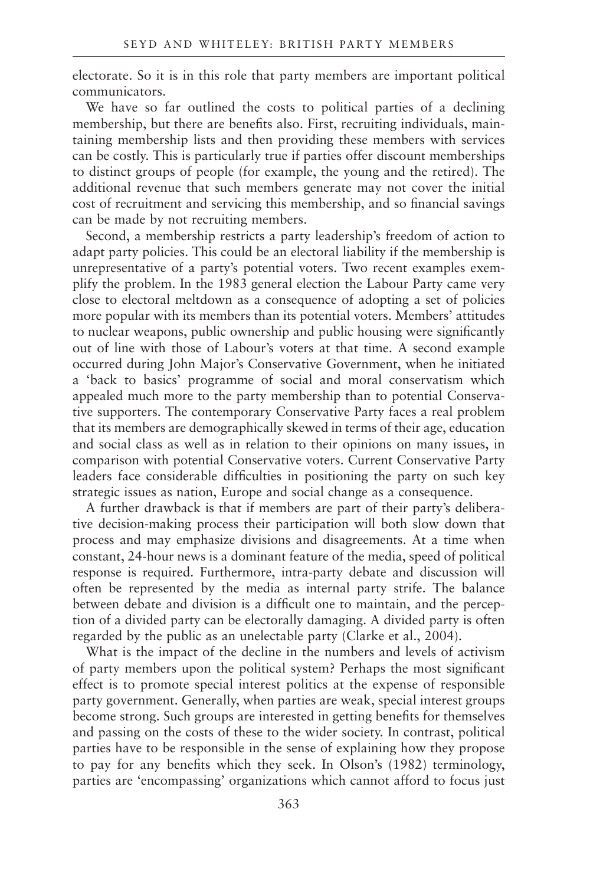electorate. So it is in this role that party members are important political communicators.

We have so far outlined the costs to political parties of a declining membership, but there are benefits also. First, recruiting individuals, maintaining membership lists and then providing these members with services can be costly. This is particularly true if parties offer discount memberships to distinct groups of people (for example, the young and the retired). The additional revenue that such members generate may not cover the initial cost of recruitment and servicing this membership, and so financial savings can be made by not recruiting members.

Second, a membership restricts a party leadership's freedom of action to adapt party policies. This could be an electoral liability if the membership is unrepresentative of a party's potential voters. Two recent examples exemplify the problem. In the 1983 general election the Labour Party came very close to electoral meltdown as a consequence of adopting a set of policies more popular with its members than its potential voters. Members' attitudes to nuclear weapons, public ownership and public housing were significantly out of line with those of Labour's voters at that time. A second example occurred during John Major's Conservative Government, when he initiated a 'back to basics' programme of social and moral conservatism which appealed much more to the party membership than to potential Conservative supporters. The contemporary Conservative Party faces a real problem that its members are demographically skewed in terms of their age, education and social class as well as in relation to their opinions on many issues, in comparison with potential Conservative voters. Current Conservative Party leaders face considerable difficulties in positioning the party on such key strategic issues as nation, Europe and social change as a consequence.

A further drawback is that if members are part of their party's deliberative decision-making process their participation will both slow down that process and may emphasize divisions and disagreements. At a time when constant, 24-hour news is a dominant feature of the media, speed of political response is required. Furthermore, intra-party debate and discussion will often be represented by the media as internal party strife. The balance between debate and division is a difficult one to maintain, and the perception of a divided party can be electorally damaging. A divided party is often regarded by the public as an unelectable party (Clarke et al., 2004).

What is the impact of the decline in the numbers and levels of activism of party members upon the political system? Perhaps the most significant effect is to promote special interest politics at the expense of responsible party government. Generally, when parties are weak, special interest groups become strong. Such groups are interested in getting benefits for themselves and passing on the costs of these to the wider society. In contrast, political parties have to be responsible in the sense of explaining how they propose to pay for any benefits which they seek. In Olson's (1982) terminology, parties are 'encompassing' organizations which cannot afford to focus just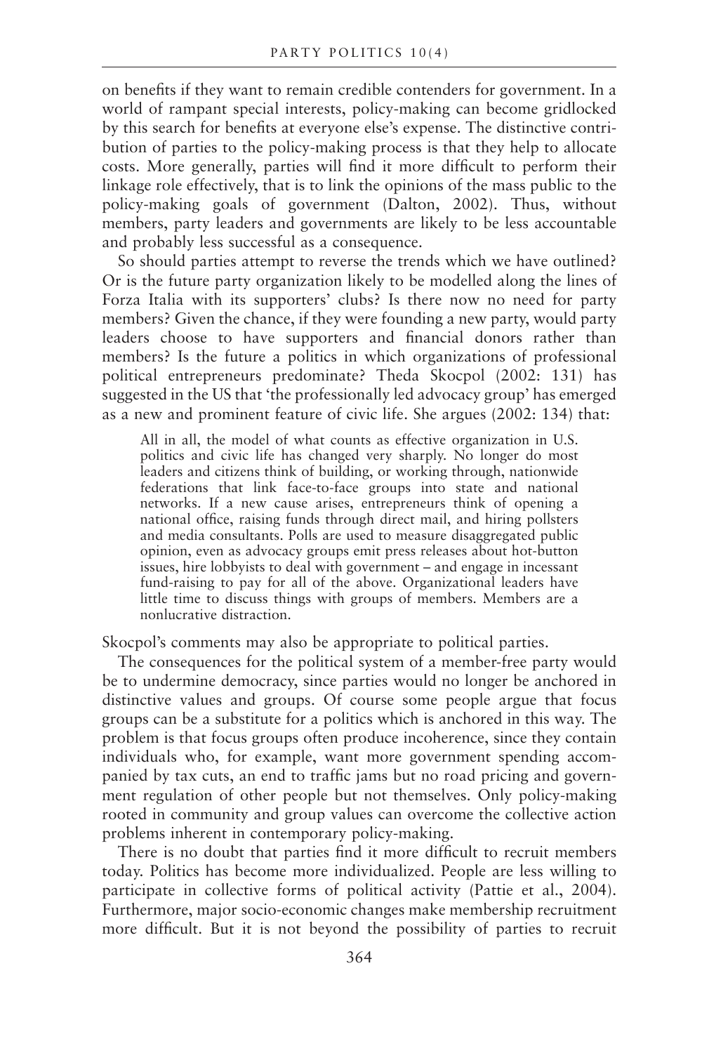on benefits if they want to remain credible contenders for government. In a world of rampant special interests, policy-making can become gridlocked by this search for benefits at everyone else's expense. The distinctive contribution of parties to the policy-making process is that they help to allocate costs. More generally, parties will find it more difficult to perform their linkage role effectively, that is to link the opinions of the mass public to the policy-making goals of government (Dalton, 2002). Thus, without members, party leaders and governments are likely to be less accountable and probably less successful as a consequence.

So should parties attempt to reverse the trends which we have outlined? Or is the future party organization likely to be modelled along the lines of Forza Italia with its supporters' clubs? Is there now no need for party members? Given the chance, if they were founding a new party, would party leaders choose to have supporters and financial donors rather than members? Is the future a politics in which organizations of professional political entrepreneurs predominate? Theda Skocpol (2002: 131) has suggested in the US that 'the professionally led advocacy group' has emerged as a new and prominent feature of civic life. She argues (2002: 134) that:

> All in all, the model of what counts as effective organization in U.S. politics and civic life has changed very sharply. No longer do most leaders and citizens think of building, or working through, nationwide federations that link face-to-face groups into state and national networks. If a new cause arises, entrepreneurs think of opening a national office, raising funds through direct mail, and hiring pollsters and media consultants. Polls are used to measure disaggregated public opinion, even as advocacy groups emit press releases about hot-button issues, hire lobbyists to deal with government – and engage in incessant fund-raising to pay for all of the above. Organizational leaders have little time to discuss things with groups of members. Members are a nonlucrative distraction.

Skocpol's comments may also be appropriate to political parties.

The consequences for the political system of a member-free party would be to undermine democracy, since parties would no longer be anchored in distinctive values and groups. Of course some people argue that focus groups can be a substitute for a politics which is anchored in this way. The problem is that focus groups often produce incoherence, since they contain individuals who, for example, want more government spending accompanied by tax cuts, an end to traffic jams but no road pricing and government regulation of other people but not themselves. Only policy-making rooted in community and group values can overcome the collective action problems inherent in contemporary policy-making.

There is no doubt that parties find it more difficult to recruit members today. Politics has become more individualized. People are less willing to participate in collective forms of political activity (Pattie et al., 2004). Furthermore, major socio-economic changes make membership recruitment more difficult. But it is not beyond the possibility of parties to recruit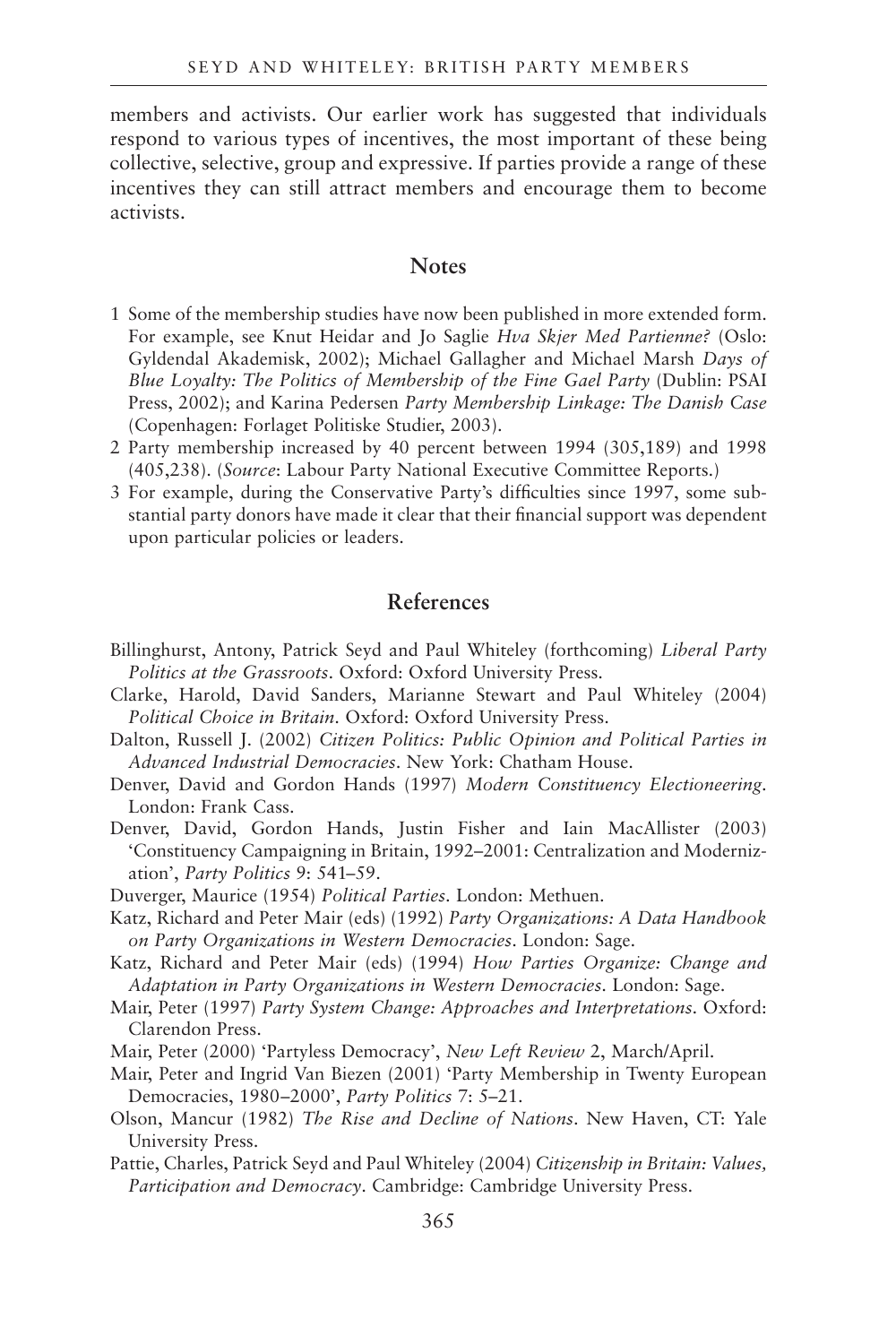members and activists. Our earlier work has suggested that individuals respond to various types of incentives, the most important of these being collective, selective, group and expressive. If parties provide a range of these incentives they can still attract members and encourage them to become activists.

## Notes

1 Some of the membership studies have now been published in more extended form. For example, see Knut Heidar and Jo Saglie *Hva Skjer Med Partienne?* (Oslo: Gyldendal Akademisk, 2002); Michael Gallagher and Michael Marsh *Days of Blue Loyalty: The Politics of Membership of the Fine Gael Party* (Dublin: PSAI Press, 2002); and Karina Pedersen *Party Membership Linkage: The Danish Case* (Copenhagen: Forlaget Politiske Studier, 2003).

2 Party membership increased by 40 percent between 1994 (305,189) and 1998 (405,238). (*Source*: Labour Party National Executive Committee Reports.)

3 For example, during the Conservative Party's difficulties since 1997, some substantial party donors have made it clear that their financial support was dependent upon particular policies or leaders.

## References

Billinghurst, Antony, Patrick Seyd and Paul Whiteley (forthcoming) *Liberal Party Politics at the Grassroots*. Oxford: Oxford University Press.

Clarke, Harold, David Sanders, Marianne Stewart and Paul Whiteley (2004) *Political Choice in Britain*. Oxford: Oxford University Press.

Dalton, Russell J. (2002) *Citizen Politics: Public Opinion and Political Parties in Advanced Industrial Democracies*. New York: Chatham House.

Denver, David and Gordon Hands (1997) *Modern Constituency Electioneering*. London: Frank Cass.

Denver, David, Gordon Hands, Justin Fisher and Iain MacAllister (2003) 'Constituency Campaigning in Britain, 1992–2001: Centralization and Modernization', *Party Politics* 9: 541–59.

Duverger, Maurice (1954) *Political Parties*. London: Methuen.

Katz, Richard and Peter Mair (eds) (1992) *Party Organizations: A Data Handbook on Party Organizations in Western Democracies*. London: Sage.

Katz, Richard and Peter Mair (eds) (1994) *How Parties Organize: Change and Adaptation in Party Organizations in Western Democracies*. London: Sage.

Mair, Peter (1997) *Party System Change: Approaches and Interpretations*. Oxford: Clarendon Press.

Mair, Peter (2000) 'Partyless Democracy', *New Left Review* 2, March/April.

Mair, Peter and Ingrid Van Biezen (2001) 'Party Membership in Twenty European Democracies, 1980–2000', *Party Politics* 7: 5–21.

Olson, Mancur (1982) *The Rise and Decline of Nations*. New Haven, CT: Yale University Press.

Pattie, Charles, Patrick Seyd and Paul Whiteley (2004) *Citizenship in Britain: Values, Participation and Democracy*. Cambridge: Cambridge University Press.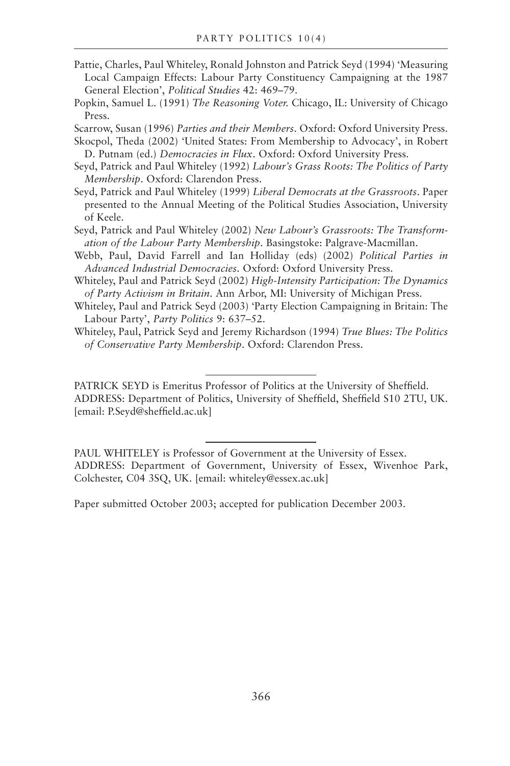Pattie, Charles, Paul Whiteley, Ronald Johnston and Patrick Seyd (1994) 'Measuring Local Campaign Effects: Labour Party Constituency Campaigning at the 1987 General Election', *Political Studies* 42: 469–79.

Popkin, Samuel L. (1991) *The Reasoning Voter.* Chicago, IL: University of Chicago Press.

Scarrow, Susan (1996) *Parties and their Members*. Oxford: Oxford University Press.

Skocpol, Theda (2002) 'United States: From Membership to Advocacy', in Robert D. Putnam (ed.) *Democracies in Flux*. Oxford: Oxford University Press.

Seyd, Patrick and Paul Whiteley (1992) *Labour's Grass Roots: The Politics of Party Membership*. Oxford: Clarendon Press.

Seyd, Patrick and Paul Whiteley (1999) *Liberal Democrats at the Grassroots*. Paper presented to the Annual Meeting of the Political Studies Association, University of Keele.

Seyd, Patrick and Paul Whiteley (2002) *New Labour's Grassroots: The Transformation of the Labour Party Membership*. Basingstoke: Palgrave-Macmillan.

Webb, Paul, David Farrell and Ian Holliday (eds) (2002) *Political Parties in Advanced Industrial Democracies.* Oxford: Oxford University Press.

Whiteley, Paul and Patrick Seyd (2002) *High-Intensity Participation: The Dynamics of Party Activism in Britain*. Ann Arbor, MI: University of Michigan Press.

Whiteley, Paul and Patrick Seyd (2003) 'Party Election Campaigning in Britain: The Labour Party', *Party Politics* 9: 637–52.

Whiteley, Paul, Patrick Seyd and Jeremy Richardson (1994) *True Blues: The Politics of Conservative Party Membership*. Oxford: Clarendon Press.

---

PATRICK SEYD is Emeritus Professor of Politics at the University of Sheffield.
ADDRESS: Department of Politics, University of Sheffield, Sheffield S10 2TU, UK. [email: P.Seyd@sheffield.ac.uk]

---

PAUL WHITELEY is Professor of Government at the University of Essex.
ADDRESS: Department of Government, University of Essex, Wivenhoe Park, Colchester, C04 3SQ, UK. [email: whiteley@essex.ac.uk]

Paper submitted October 2003; accepted for publication December 2003.